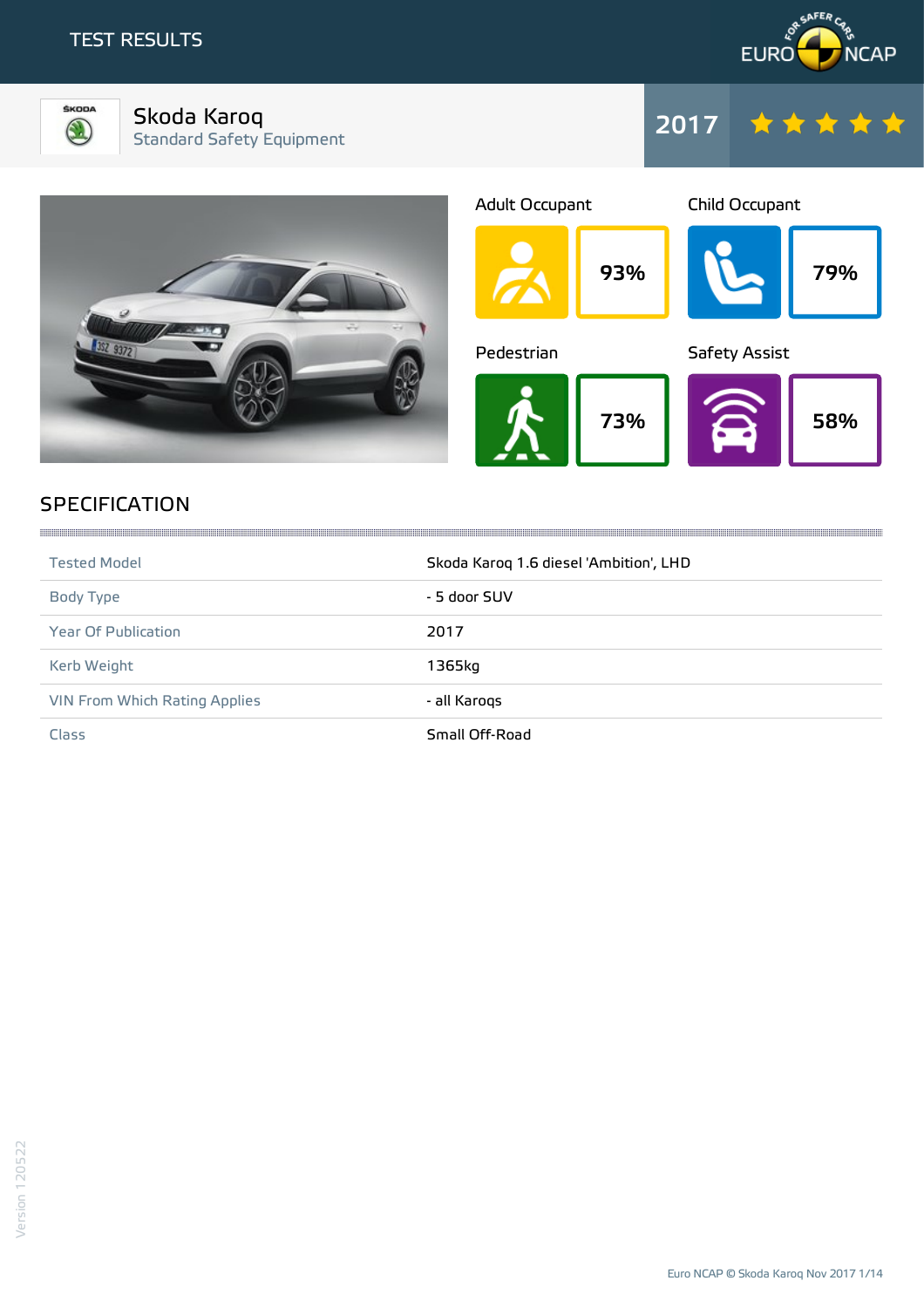TEST RESULTS

# Skoda Karoq

Standard Safety Equipment

2017 ★★★★★

| Adult Occupant | Child Occupant | Pedestrian | Safety Assist |
|---|---|---|---|
| 93% | 79% | 73% | 58% |

## SPECIFICATION

| | |
|---|---|
| Tested Model | Skoda Karoq 1.6 diesel 'Ambition', LHD |
| Body Type | - 5 door SUV |
| Year Of Publication | 2017 |
| Kerb Weight | 1365kg |
| VIN From Which Rating Applies | - all Karoqs |
| Class | Small Off-Road |

Version 120522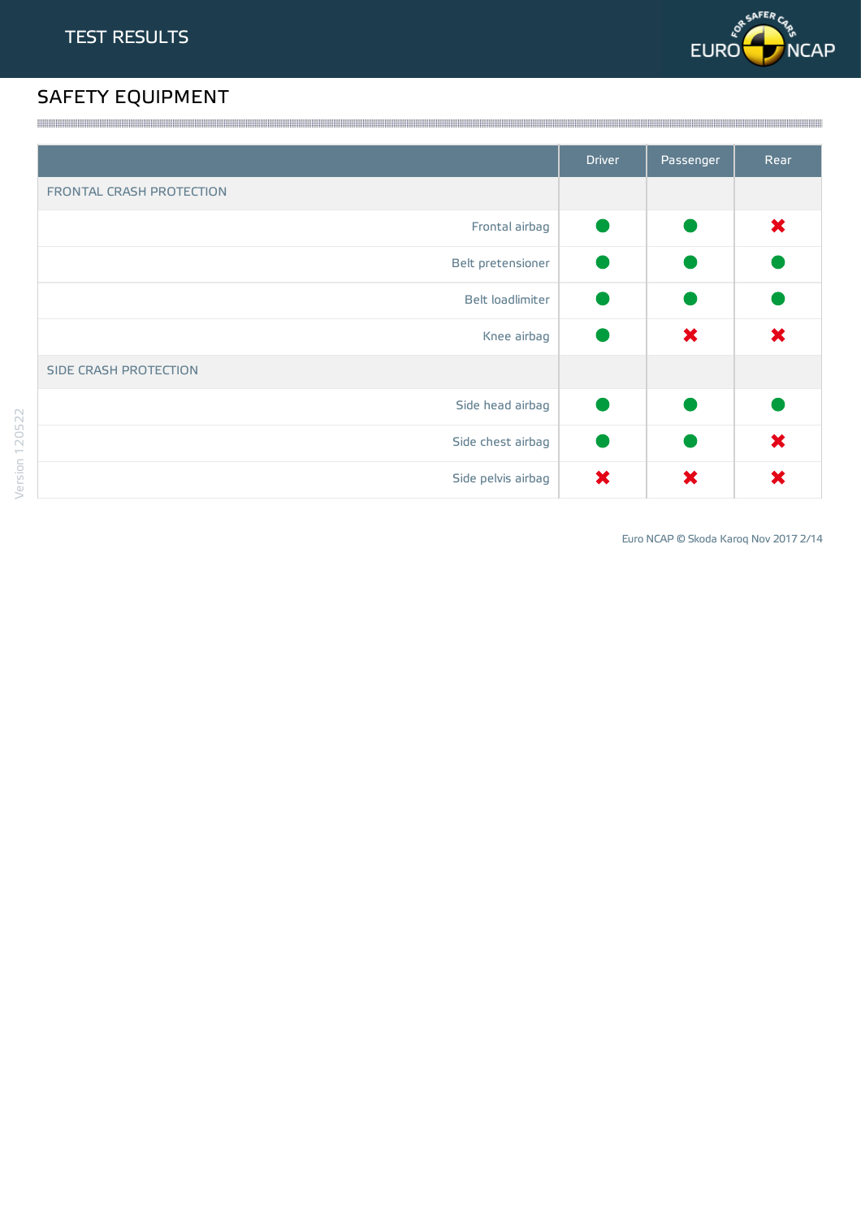## TEST RESULTS

## SAFETY EQUIPMENT

| | Driver | Passenger | Rear |
|---|---|---|---|
| FRONTAL CRASH PROTECTION | | | |
| Frontal airbag | ● | ● | ✖ |
| Belt pretensioner | ● | ● | ● |
| Belt loadlimiter | ● | ● | ● |
| Knee airbag | ● | ✖ | ✖ |
| SIDE CRASH PROTECTION | | | |
| Side head airbag | ● | ● | ● |
| Side chest airbag | ● | ● | ✖ |
| Side pelvis airbag | ✖ | ✖ | ✖ |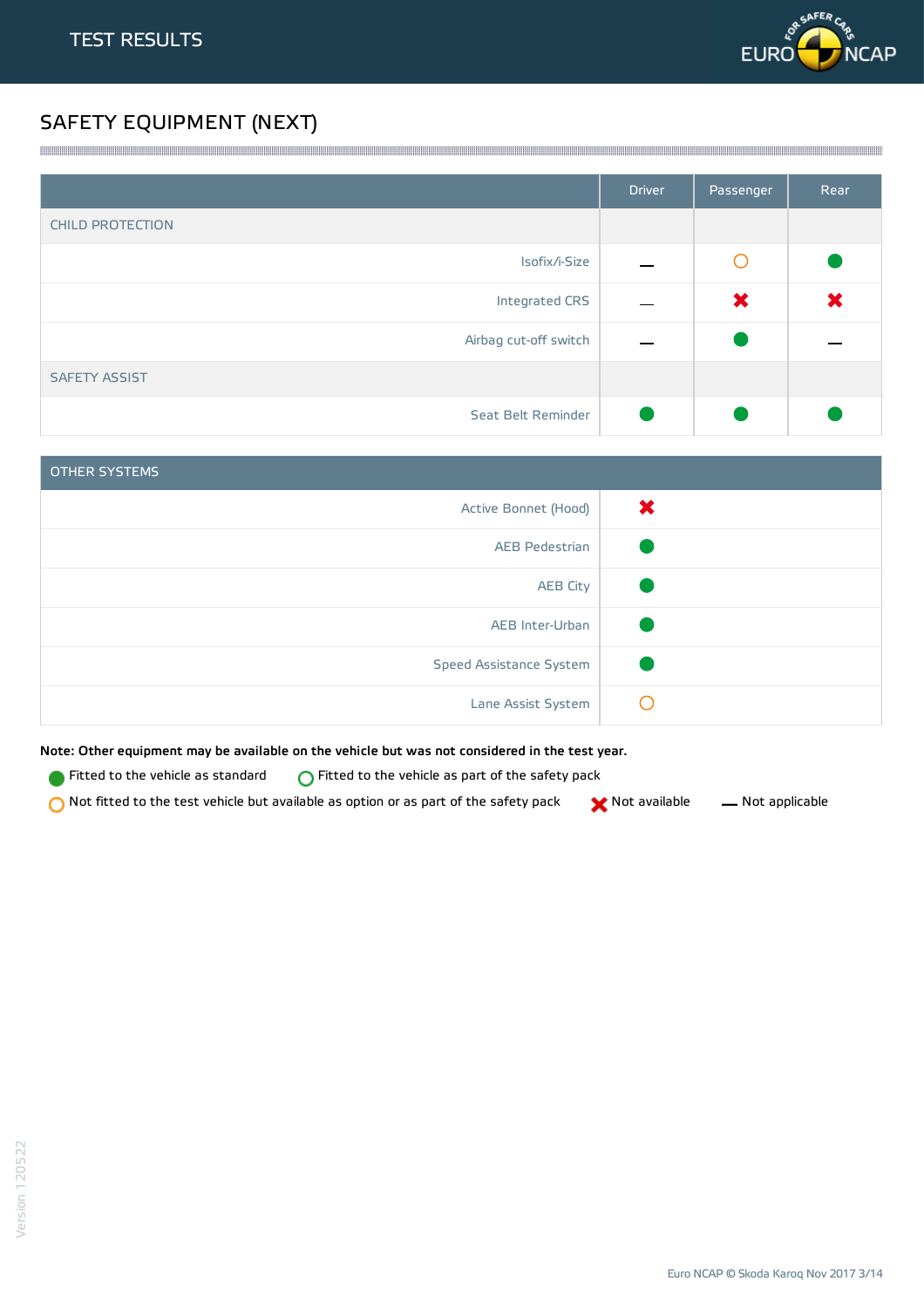# TEST RESULTS

## SAFETY EQUIPMENT (NEXT)

| | Driver | Passenger | Rear |
|---|---|---|---|
| CHILD PROTECTION | | | |
| Isofix/i-Size | — | Not fitted to the test vehicle but available as option or as part of the safety pack | Fitted to the vehicle as standard |
| Integrated CRS | — | Not available | Not available |
| Airbag cut-off switch | — | Fitted to the vehicle as standard | — |
| SAFETY ASSIST | | | |
| Seat Belt Reminder | Fitted to the vehicle as standard | Fitted to the vehicle as standard | Fitted to the vehicle as standard |

| OTHER SYSTEMS | |
|---|---|
| Active Bonnet (Hood) | Not available |
| AEB Pedestrian | Fitted to the vehicle as standard |
| AEB City | Fitted to the vehicle as standard |
| AEB Inter-Urban | Fitted to the vehicle as standard |
| Speed Assistance System | Fitted to the vehicle as standard |
| Lane Assist System | Not fitted to the test vehicle but available as option or as part of the safety pack |

**Note: Other equipment may be available on the vehicle but was not considered in the test year.**

- Fitted to the vehicle as standard
- Fitted to the vehicle as part of the safety pack
- Not fitted to the test vehicle but available as option or as part of the safety pack
- Not available
- — Not applicable

Version 120522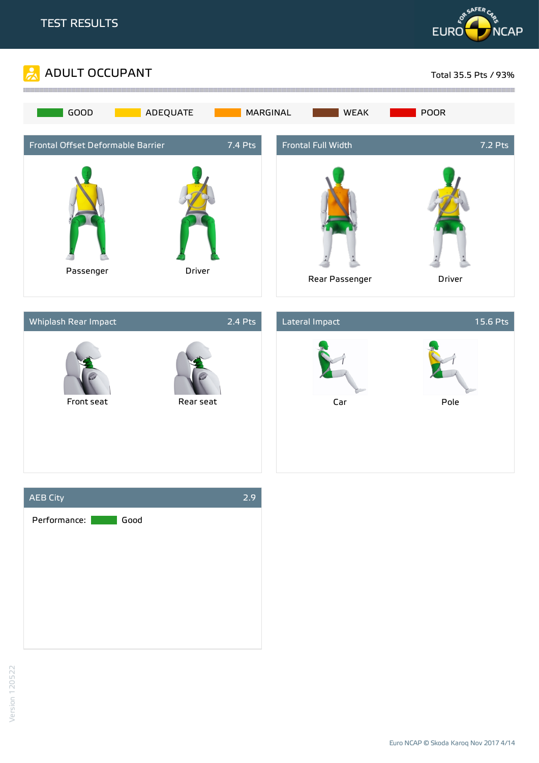# TEST RESULTS

## ADULT OCCUPANT

Total 35.5 Pts / 93%

GOOD | ADEQUATE | MARGINAL | WEAK | POOR

### Frontal Offset Deformable Barrier — 7.4 Pts

Passenger

Driver

### Frontal Full Width — 7.2 Pts

Rear Passenger

Driver

### Whiplash Rear Impact — 2.4 Pts

Front seat

Rear seat

### Lateral Impact — 15.6 Pts

Car

Pole

### AEB City — 2.9

Performance: Good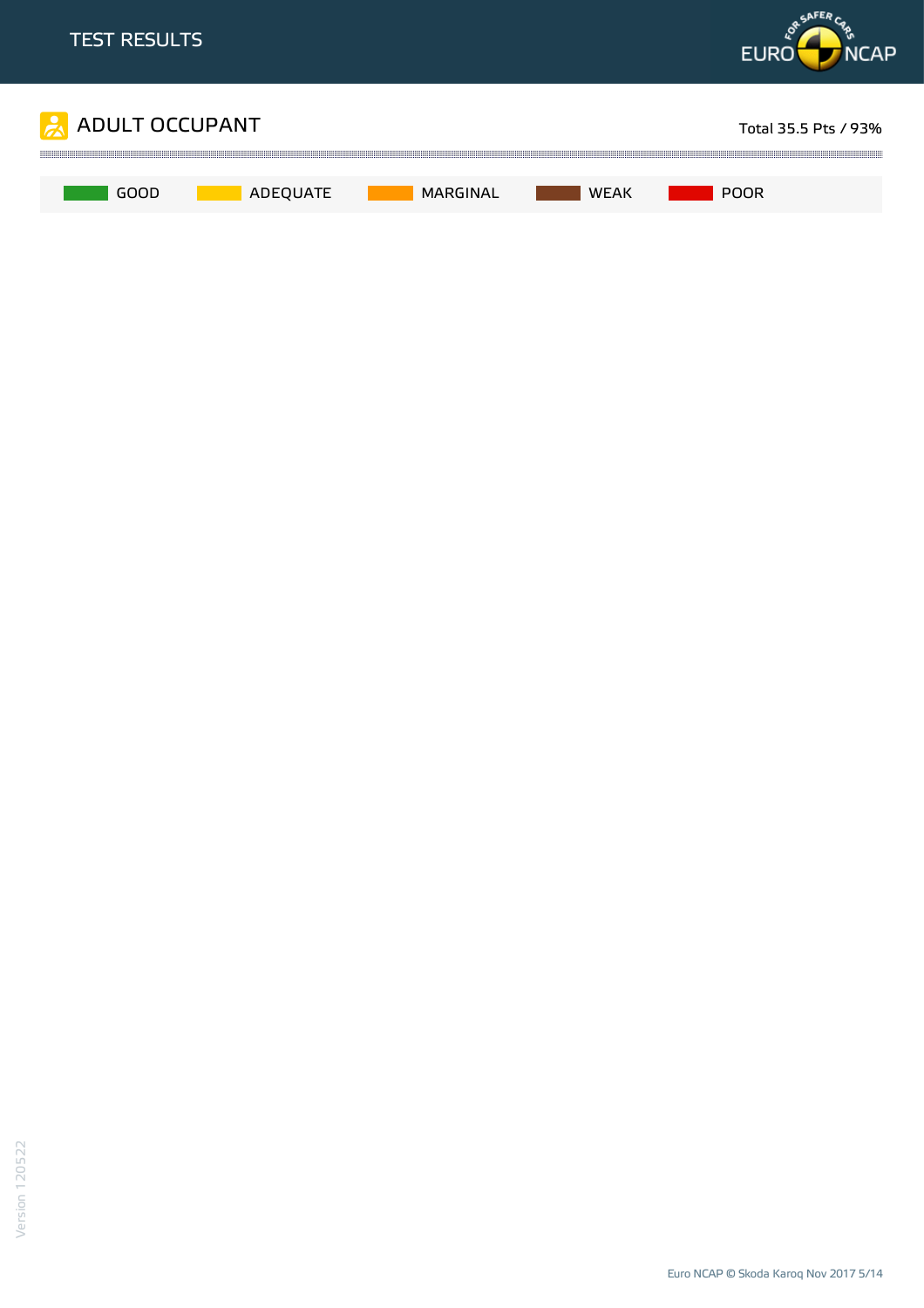## ADULT OCCUPANT

Total 35.5 Pts / 93%

GOOD | ADEQUATE | MARGINAL | WEAK | POOR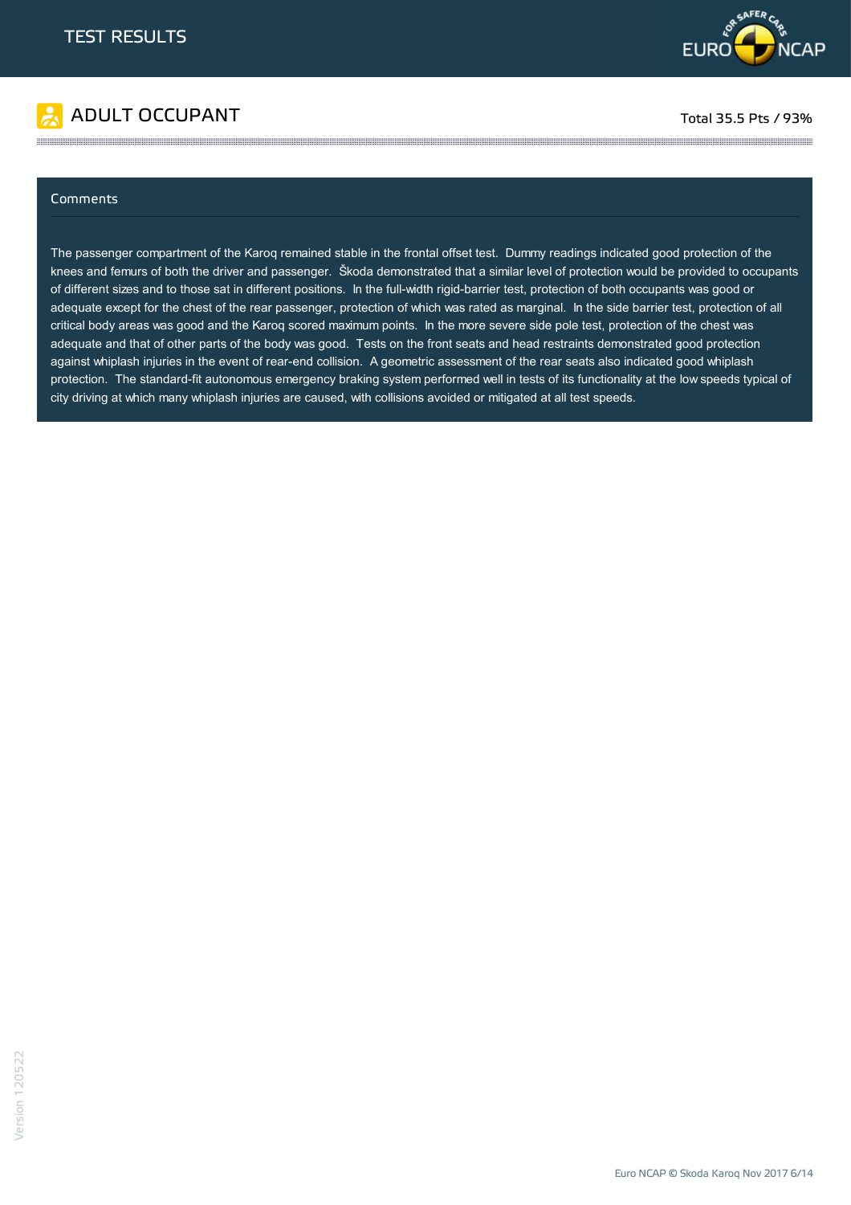# TEST RESULTS

## ADULT OCCUPANT

Total 35.5 Pts / 93%

### Comments

The passenger compartment of the Karoq remained stable in the frontal offset test. Dummy readings indicated good protection of the knees and femurs of both the driver and passenger. Škoda demonstrated that a similar level of protection would be provided to occupants of different sizes and to those sat in different positions. In the full-width rigid-barrier test, protection of both occupants was good or adequate except for the chest of the rear passenger, protection of which was rated as marginal. In the side barrier test, protection of all critical body areas was good and the Karoq scored maximum points. In the more severe side pole test, protection of the chest was adequate and that of other parts of the body was good. Tests on the front seats and head restraints demonstrated good protection against whiplash injuries in the event of rear-end collision. A geometric assessment of the rear seats also indicated good whiplash protection. The standard-fit autonomous emergency braking system performed well in tests of its functionality at the low speeds typical of city driving at which many whiplash injuries are caused, with collisions avoided or mitigated at all test speeds.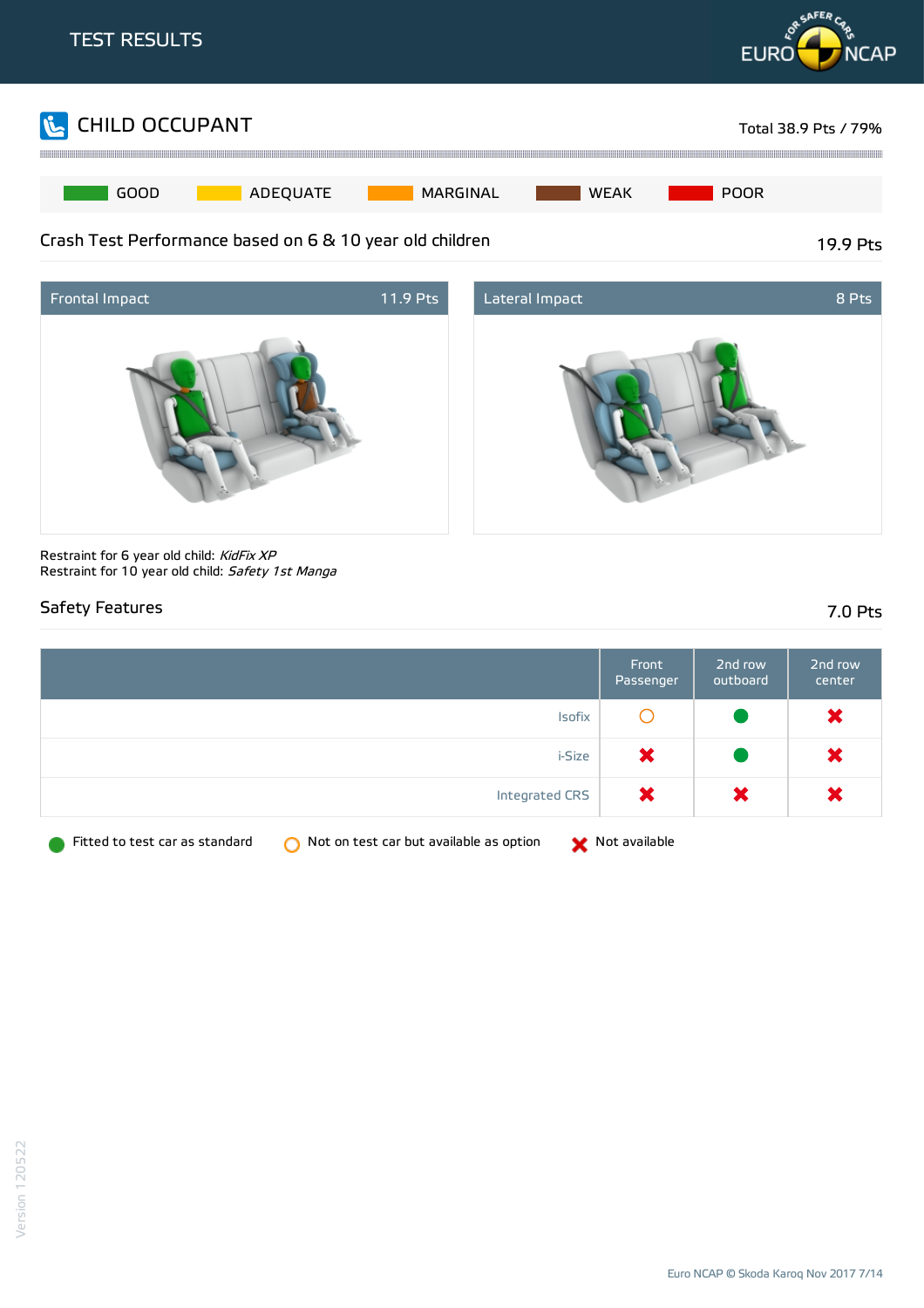# TEST RESULTS

## CHILD OCCUPANT

Total 38.9 Pts / 79%

GOOD | ADEQUATE | MARGINAL | WEAK | POOR

### Crash Test Performance based on 6 & 10 year old children

19.9 Pts

| Frontal Impact | 11.9 Pts |
|---|---|

| Lateral Impact | 8 Pts |
|---|---|

Restraint for 6 year old child: *KidFix XP*
Restraint for 10 year old child: *Safety 1st Manga*

### Safety Features

7.0 Pts

| | Front Passenger | 2nd row outboard | 2nd row center |
|---|---|---|---|
| Isofix | Not on test car but available as option | Fitted to test car as standard | Not available |
| i-Size | Not available | Fitted to test car as standard | Not available |
| Integrated CRS | Not available | Not available | Not available |

Fitted to test car as standard | Not on test car but available as option | Not available

Version 120522

Euro NCAP © Skoda Karoq Nov 2017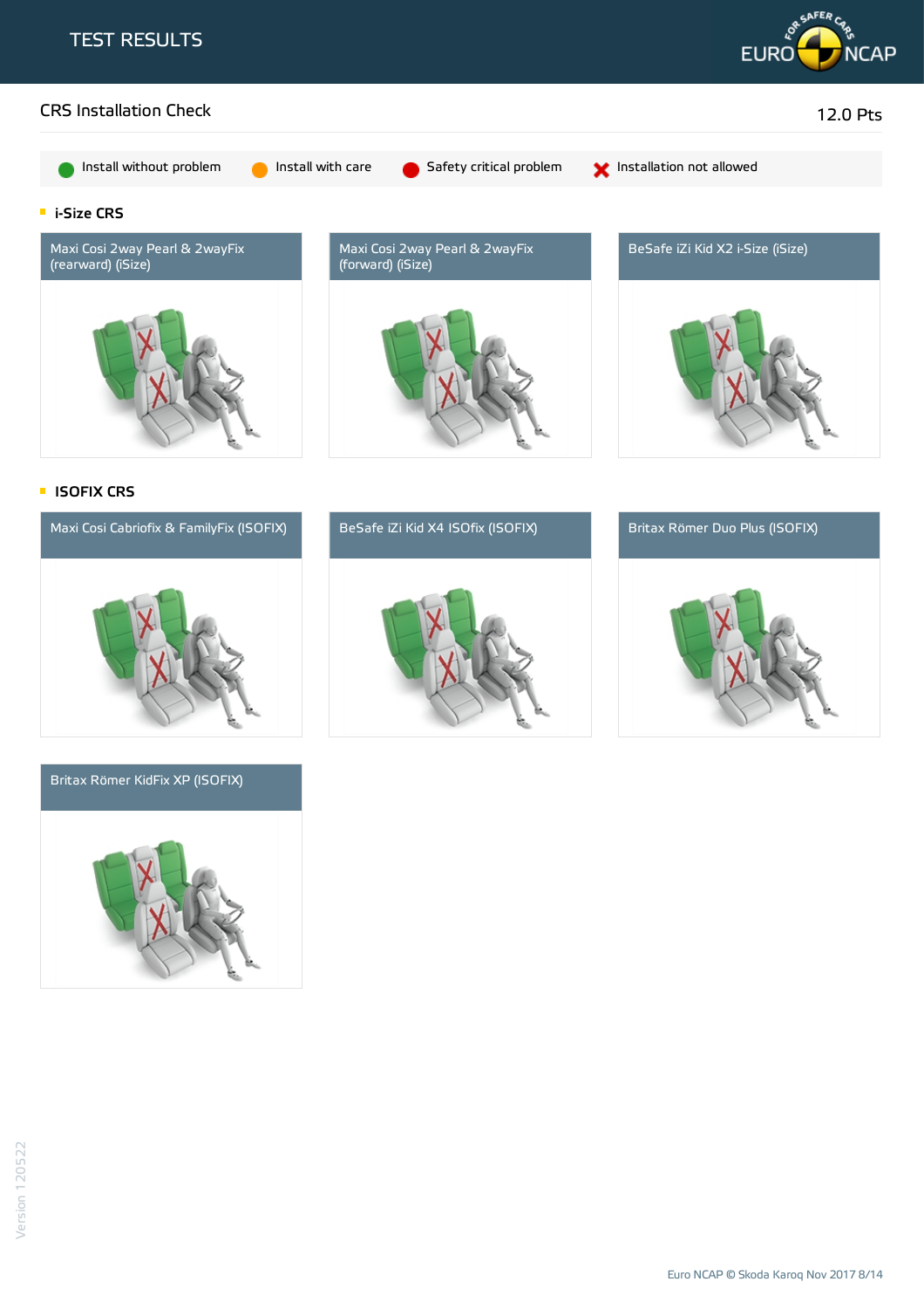# TEST RESULTS

## CRS Installation Check

12.0 Pts

Install without problem | Install with care | Safety critical problem | Installation not allowed

### i-Size CRS

Maxi Cosi 2way Pearl & 2wayFix (rearward) (iSize)

Maxi Cosi 2way Pearl & 2wayFix (forward) (iSize)

BeSafe iZi Kid X2 i-Size (iSize)

### ISOFIX CRS

Maxi Cosi Cabriofix & FamilyFix (ISOFIX)

BeSafe iZi Kid X4 ISOfix (ISOFIX)

Britax Römer Duo Plus (ISOFIX)

Britax Römer KidFix XP (ISOFIX)

Version 120522

Euro NCAP © Skoda Karoq Nov 2017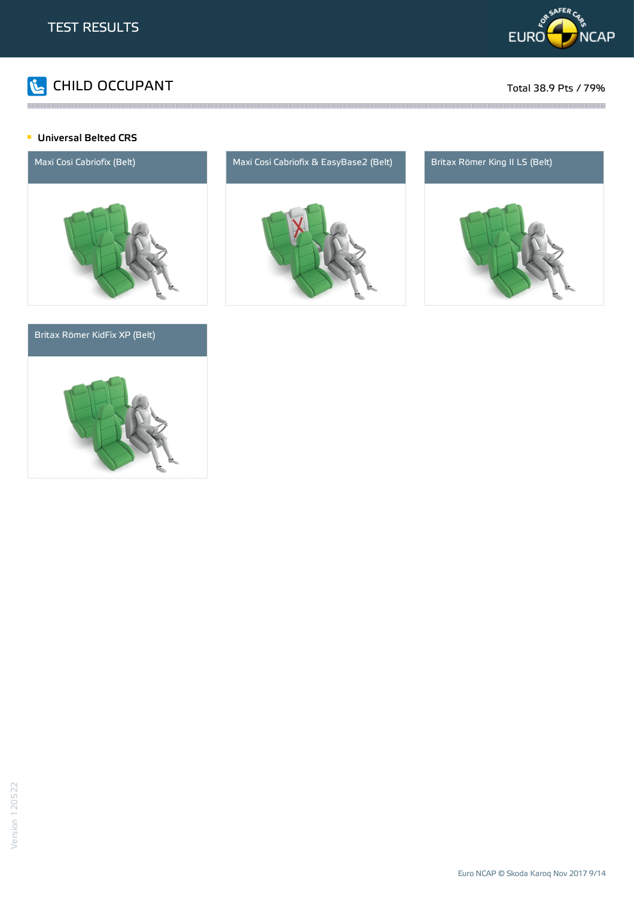# TEST RESULTS

## CHILD OCCUPANT

Total 38.9 Pts / 79%

### Universal Belted CRS

Maxi Cosi Cabriofix (Belt)

Maxi Cosi Cabriofix & EasyBase2 (Belt)

Britax Römer King II LS (Belt)

Britax Römer KidFix XP (Belt)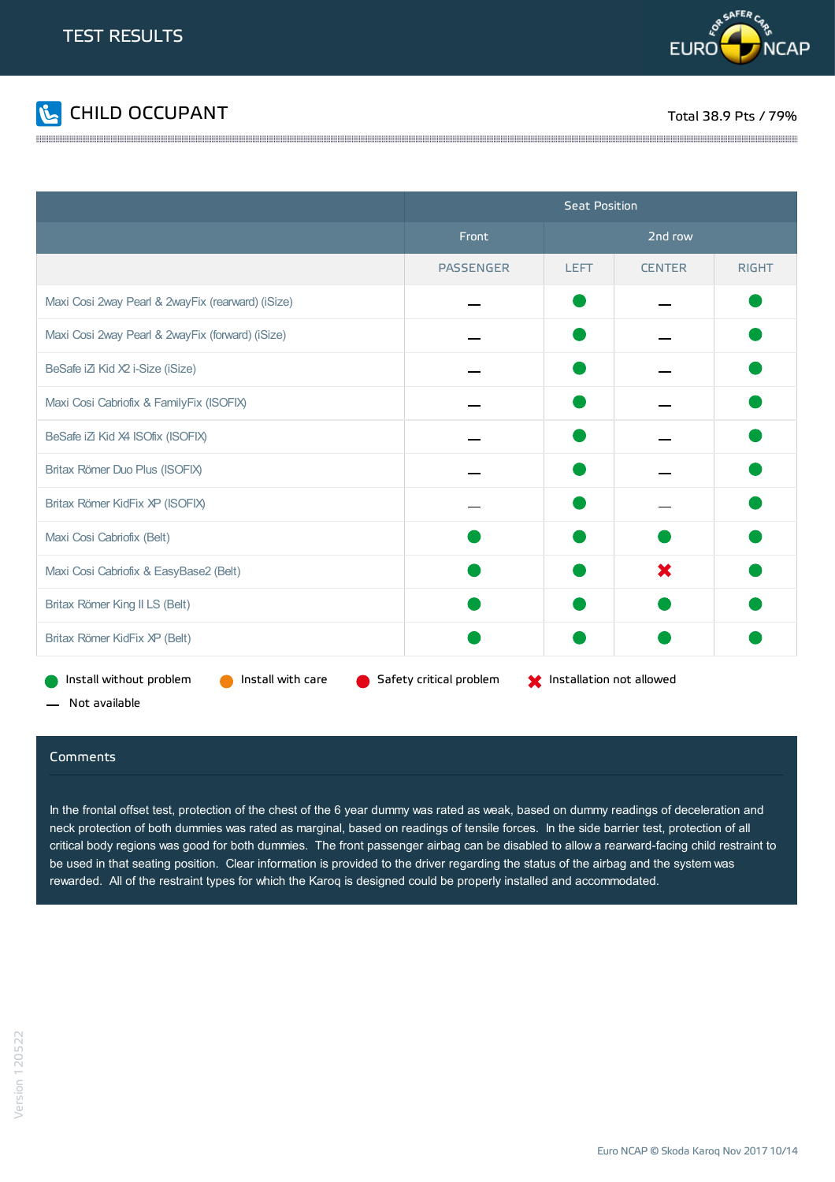# TEST RESULTS

## CHILD OCCUPANT

Total 38.9 Pts / 79%

| | Seat Position | | | |
|---|---|---|---|---|
| | Front | 2nd row | | |
| | PASSENGER | LEFT | CENTER | RIGHT |
| Maxi Cosi 2way Pearl & 2wayFix (rearward) (iSize) | — | ● | — | ● |
| Maxi Cosi 2way Pearl & 2wayFix (forward) (iSize) | — | ● | — | ● |
| BeSafe iZi Kid X2 i-Size (iSize) | — | ● | — | ● |
| Maxi Cosi Cabriofix & FamilyFix (ISOFIX) | — | ● | — | ● |
| BeSafe iZi Kid X4 ISOfix (ISOFIX) | — | ● | — | ● |
| Britax Römer Duo Plus (ISOFIX) | — | ● | — | ● |
| Britax Römer KidFix XP (ISOFIX) | — | ● | — | ● |
| Maxi Cosi Cabriofix (Belt) | ● | ● | ● | ● |
| Maxi Cosi Cabriofix & EasyBase2 (Belt) | ● | ● | ✖ | ● |
| Britax Römer King II LS (Belt) | ● | ● | ● | ● |
| Britax Römer KidFix XP (Belt) | ● | ● | ● | ● |

● Install without problem   ● Install with care   ● Safety critical problem   ✖ Installation not allowed

— Not available

### Comments

In the frontal offset test, protection of the chest of the 6 year dummy was rated as weak, based on dummy readings of deceleration and neck protection of both dummies was rated as marginal, based on readings of tensile forces. In the side barrier test, protection of all critical body regions was good for both dummies. The front passenger airbag can be disabled to allow a rearward-facing child restraint to be used in that seating position. Clear information is provided to the driver regarding the status of the airbag and the system was rewarded. All of the restraint types for which the Karoq is designed could be properly installed and accommodated.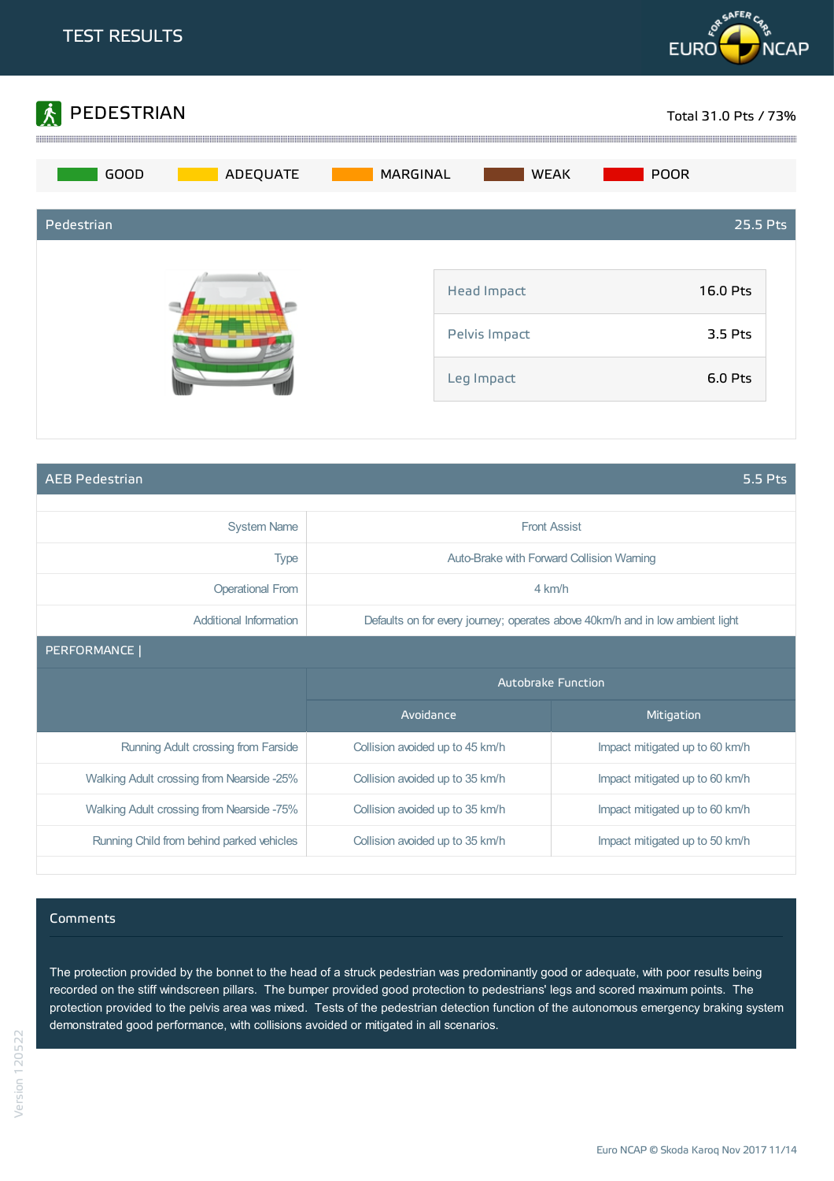# TEST RESULTS

## PEDESTRIAN

Total 31.0 Pts / 73%

GOOD | ADEQUATE | MARGINAL | WEAK | POOR

### Pedestrian — 25.5 Pts

| | |
|---|---|
| Head Impact | 16.0 Pts |
| Pelvis Impact | 3.5 Pts |
| Leg Impact | 6.0 Pts |

### AEB Pedestrian — 5.5 Pts

| | |
|---|---|
| System Name | Front Assist |
| Type | Auto-Brake with Forward Collision Warning |
| Operational From | 4 km/h |
| Additional Information | Defaults on for every journey; operates above 40km/h and in low ambient light |

**PERFORMANCE |**

| | Autobrake Function | |
|---|---|---|
| | Avoidance | Mitigation |
| Running Adult crossing from Farside | Collision avoided up to 45 km/h | Impact mitigated up to 60 km/h |
| Walking Adult crossing from Nearside -25% | Collision avoided up to 35 km/h | Impact mitigated up to 60 km/h |
| Walking Adult crossing from Nearside -75% | Collision avoided up to 35 km/h | Impact mitigated up to 60 km/h |
| Running Child from behind parked vehicles | Collision avoided up to 35 km/h | Impact mitigated up to 50 km/h |

### Comments

The protection provided by the bonnet to the head of a struck pedestrian was predominantly good or adequate, with poor results being recorded on the stiff windscreen pillars. The bumper provided good protection to pedestrians' legs and scored maximum points. The protection provided to the pelvis area was mixed. Tests of the pedestrian detection function of the autonomous emergency braking system demonstrated good performance, with collisions avoided or mitigated in all scenarios.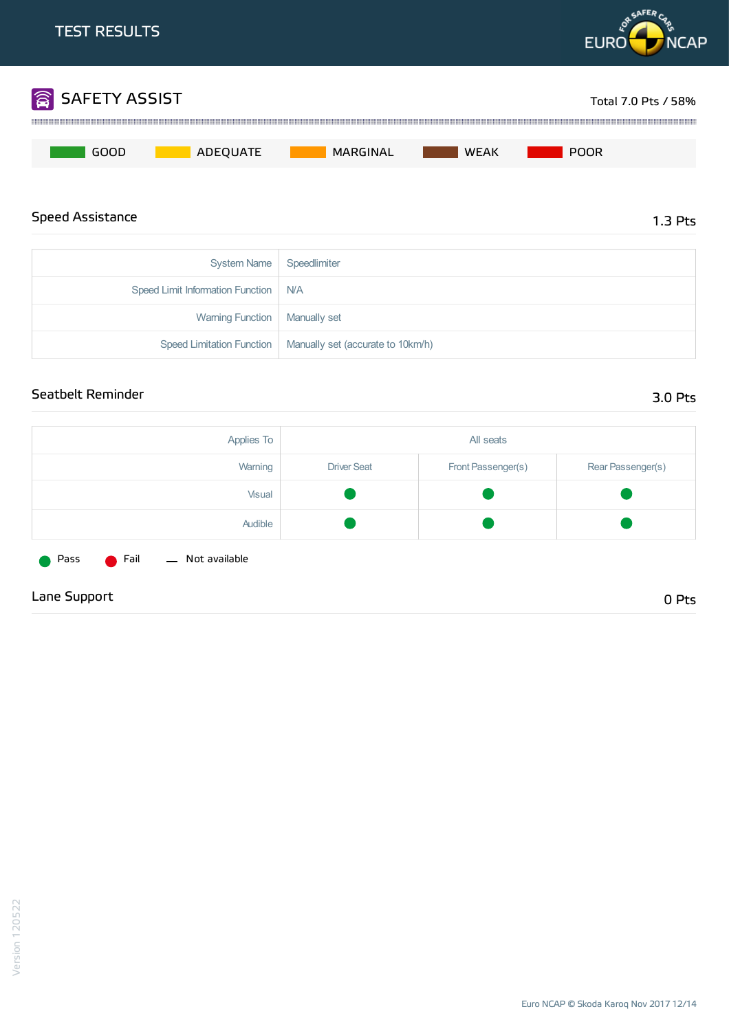# TEST RESULTS

## SAFETY ASSIST

Total 7.0 Pts / 58%

GOOD | ADEQUATE | MARGINAL | WEAK | POOR

### Speed Assistance

1.3 Pts

| | |
|---|---|
| System Name | Speedlimiter |
| Speed Limit Information Function | N/A |
| Warning Function | Manually set |
| Speed Limitation Function | Manually set (accurate to 10km/h) |

### Seatbelt Reminder

3.0 Pts

| Applies To | All seats | | |
|---|---|---|---|
| Warning | Driver Seat | Front Passenger(s) | Rear Passenger(s) |
| Visual | Pass | Pass | Pass |
| Audible | Pass | Pass | Pass |

Pass | Fail | — Not available

### Lane Support

0 Pts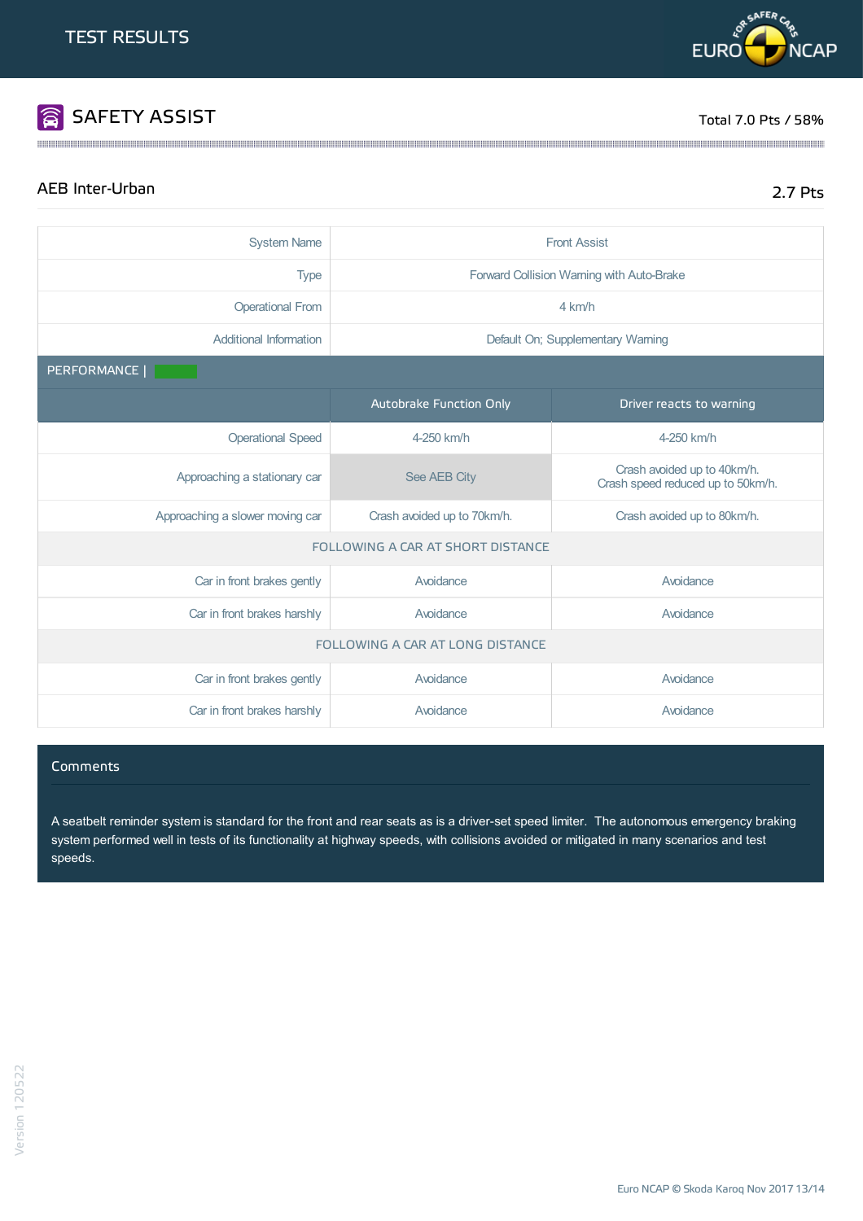TEST RESULTS

## SAFETY ASSIST

Total 7.0 Pts / 58%

### AEB Inter-Urban

2.7 Pts

| System Name | Front Assist | |
|---|---|---|
| Type | Forward Collision Warning with Auto-Brake | |
| Operational From | 4 km/h | |
| Additional Information | Default On; Supplementary Warning | |
| PERFORMANCE \| | | |
| | Autobrake Function Only | Driver reacts to warning |
| Operational Speed | 4-250 km/h | 4-250 km/h |
| Approaching a stationary car | See AEB City | Crash avoided up to 40km/h.<br>Crash speed reduced up to 50km/h. |
| Approaching a slower moving car | Crash avoided up to 70km/h. | Crash avoided up to 80km/h. |
| FOLLOWING A CAR AT SHORT DISTANCE | | |
| Car in front brakes gently | Avoidance | Avoidance |
| Car in front brakes harshly | Avoidance | Avoidance |
| FOLLOWING A CAR AT LONG DISTANCE | | |
| Car in front brakes gently | Avoidance | Avoidance |
| Car in front brakes harshly | Avoidance | Avoidance |

#### Comments

A seatbelt reminder system is standard for the front and rear seats as is a driver-set speed limiter. The autonomous emergency braking system performed well in tests of its functionality at highway speeds, with collisions avoided or mitigated in many scenarios and test speeds.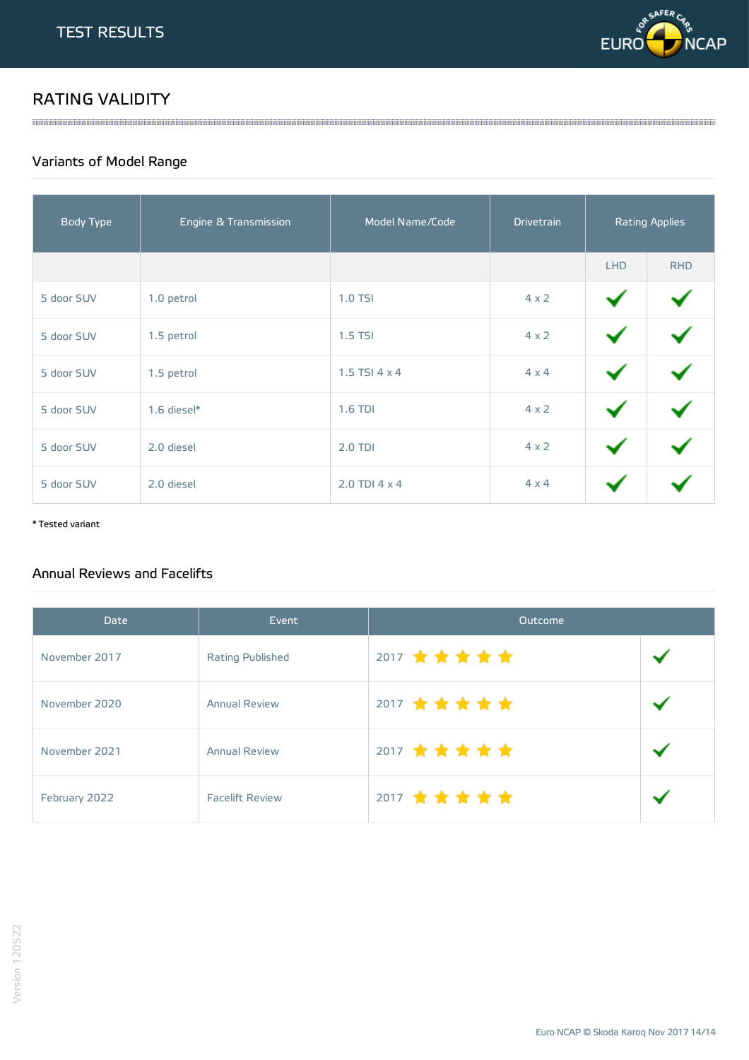# RATING VALIDITY

## Variants of Model Range

| Body Type | Engine & Transmission | Model Name/Code | Drivetrain | Rating Applies | |
|---|---|---|---|---|---|
| | | | | LHD | RHD |
| 5 door SUV | 1.0 petrol | 1.0 TSI | 4 x 2 | ✓ | ✓ |
| 5 door SUV | 1.5 petrol | 1.5 TSI | 4 x 2 | ✓ | ✓ |
| 5 door SUV | 1.5 petrol | 1.5 TSI 4 x 4 | 4 x 4 | ✓ | ✓ |
| 5 door SUV | 1.6 diesel* | 1.6 TDI | 4 x 2 | ✓ | ✓ |
| 5 door SUV | 2.0 diesel | 2.0 TDI | 4 x 2 | ✓ | ✓ |
| 5 door SUV | 2.0 diesel | 2.0 TDI 4 x 4 | 4 x 4 | ✓ | ✓ |

* Tested variant

## Annual Reviews and Facelifts

| Date | Event | Outcome | |
|---|---|---|---|
| November 2017 | Rating Published | 2017 ★★★★★ | ✓ |
| November 2020 | Annual Review | 2017 ★★★★★ | ✓ |
| November 2021 | Annual Review | 2017 ★★★★★ | ✓ |
| February 2022 | Facelift Review | 2017 ★★★★★ | ✓ |